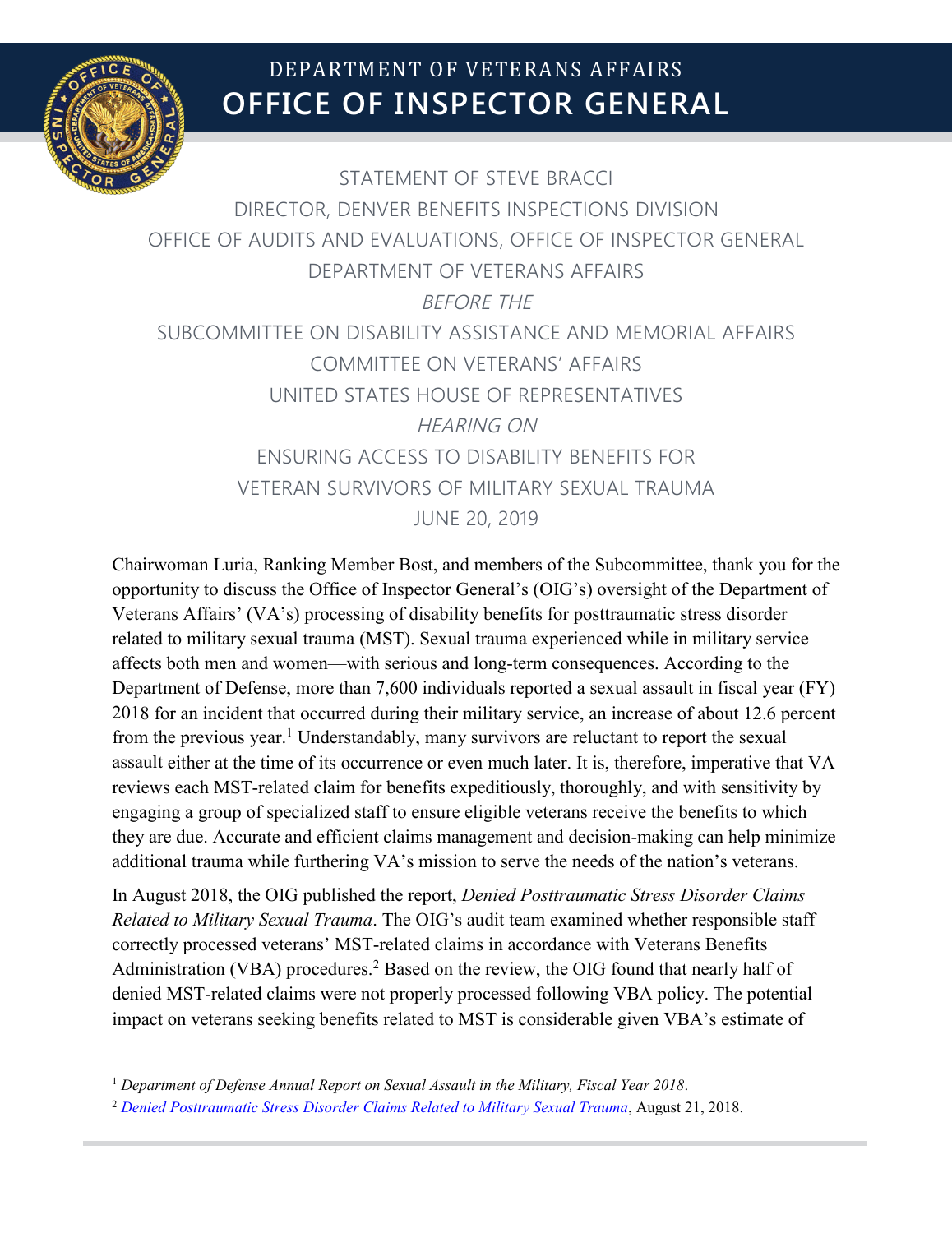# DEPARTMENT OF VETERANS AFFAIRS
# OFFICE OF INSPECTOR GENERAL

STATEMENT OF STEVE BRACCI
DIRECTOR, DENVER BENEFITS INSPECTIONS DIVISION
OFFICE OF AUDITS AND EVALUATIONS, OFFICE OF INSPECTOR GENERAL
DEPARTMENT OF VETERANS AFFAIRS
*BEFORE THE*
SUBCOMMITTEE ON DISABILITY ASSISTANCE AND MEMORIAL AFFAIRS
COMMITTEE ON VETERANS' AFFAIRS
UNITED STATES HOUSE OF REPRESENTATIVES
*HEARING ON*
ENSURING ACCESS TO DISABILITY BENEFITS FOR
VETERAN SURVIVORS OF MILITARY SEXUAL TRAUMA
JUNE 20, 2019

Chairwoman Luria, Ranking Member Bost, and members of the Subcommittee, thank you for the opportunity to discuss the Office of Inspector General's (OIG's) oversight of the Department of Veterans Affairs' (VA's) processing of disability benefits for posttraumatic stress disorder related to military sexual trauma (MST). Sexual trauma experienced while in military service affects both men and women—with serious and long-term consequences. According to the Department of Defense, more than 7,600 individuals reported a sexual assault in fiscal year (FY) 2018 for an incident that occurred during their military service, an increase of about 12.6 percent from the previous year.[1] Understandably, many survivors are reluctant to report the sexual assault either at the time of its occurrence or even much later. It is, therefore, imperative that VA reviews each MST-related claim for benefits expeditiously, thoroughly, and with sensitivity by engaging a group of specialized staff to ensure eligible veterans receive the benefits to which they are due. Accurate and efficient claims management and decision-making can help minimize additional trauma while furthering VA's mission to serve the needs of the nation's veterans.

In August 2018, the OIG published the report, *Denied Posttraumatic Stress Disorder Claims Related to Military Sexual Trauma*. The OIG's audit team examined whether responsible staff correctly processed veterans' MST-related claims in accordance with Veterans Benefits Administration (VBA) procedures.[2] Based on the review, the OIG found that nearly half of denied MST-related claims were not properly processed following VBA policy. The potential impact on veterans seeking benefits related to MST is considerable given VBA's estimate of

---

[1] *Department of Defense Annual Report on Sexual Assault in the Military, Fiscal Year 2018*.

[2] *Denied Posttraumatic Stress Disorder Claims Related to Military Sexual Trauma*, August 21, 2018.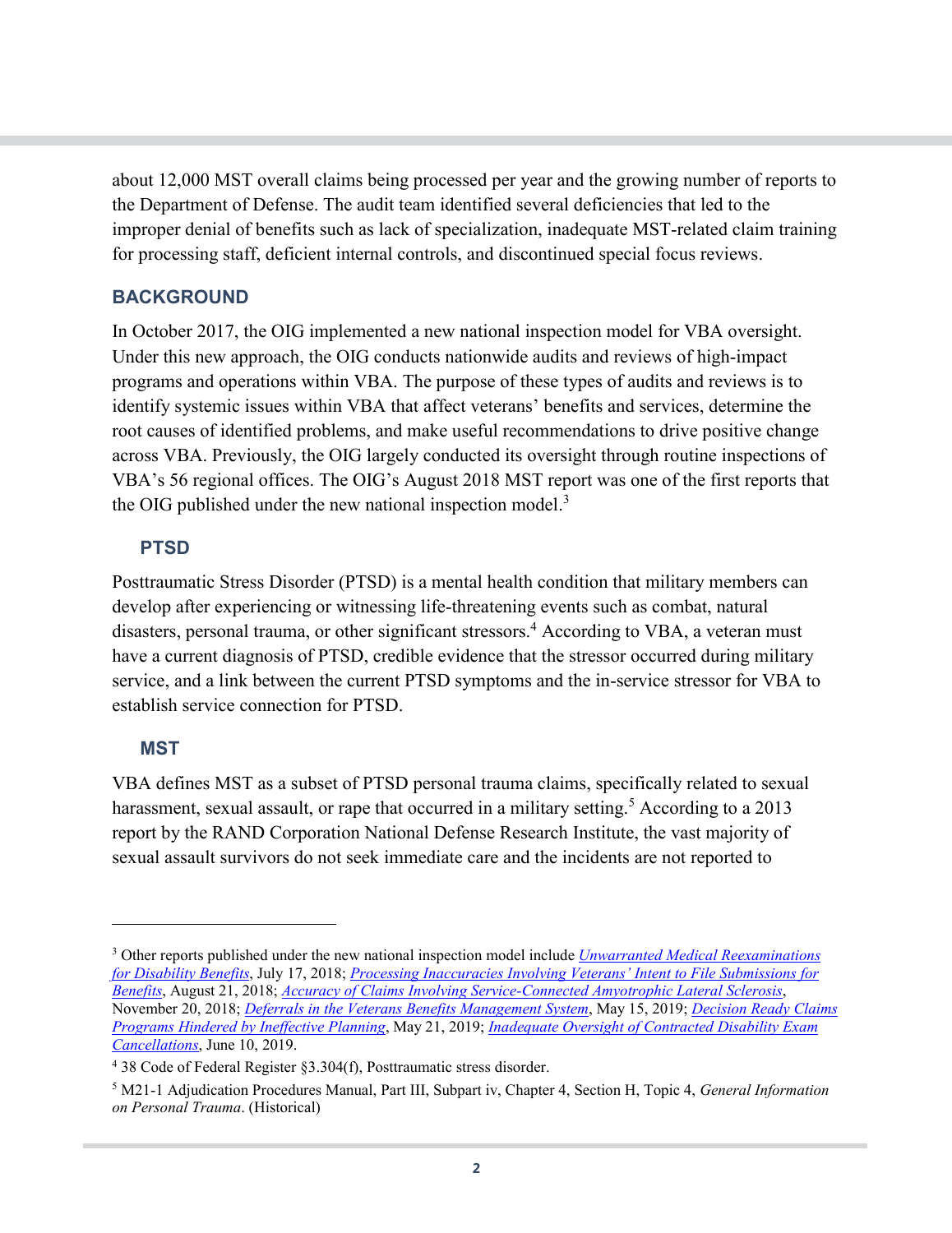about 12,000 MST overall claims being processed per year and the growing number of reports to the Department of Defense. The audit team identified several deficiencies that led to the improper denial of benefits such as lack of specialization, inadequate MST-related claim training for processing staff, deficient internal controls, and discontinued special focus reviews.

## BACKGROUND

In October 2017, the OIG implemented a new national inspection model for VBA oversight. Under this new approach, the OIG conducts nationwide audits and reviews of high-impact programs and operations within VBA. The purpose of these types of audits and reviews is to identify systemic issues within VBA that affect veterans' benefits and services, determine the root causes of identified problems, and make useful recommendations to drive positive change across VBA. Previously, the OIG largely conducted its oversight through routine inspections of VBA's 56 regional offices. The OIG's August 2018 MST report was one of the first reports that the OIG published under the new national inspection model.[3]

### PTSD

Posttraumatic Stress Disorder (PTSD) is a mental health condition that military members can develop after experiencing or witnessing life-threatening events such as combat, natural disasters, personal trauma, or other significant stressors.[4] According to VBA, a veteran must have a current diagnosis of PTSD, credible evidence that the stressor occurred during military service, and a link between the current PTSD symptoms and the in-service stressor for VBA to establish service connection for PTSD.

### MST

VBA defines MST as a subset of PTSD personal trauma claims, specifically related to sexual harassment, sexual assault, or rape that occurred in a military setting.[5] According to a 2013 report by the RAND Corporation National Defense Research Institute, the vast majority of sexual assault survivors do not seek immediate care and the incidents are not reported to

---

[3] Other reports published under the new national inspection model include *Unwarranted Medical Reexaminations for Disability Benefits*, July 17, 2018; *Processing Inaccuracies Involving Veterans' Intent to File Submissions for Benefits*, August 21, 2018; *Accuracy of Claims Involving Service-Connected Amyotrophic Lateral Sclerosis*, November 20, 2018; *Deferrals in the Veterans Benefits Management System*, May 15, 2019; *Decision Ready Claims Programs Hindered by Ineffective Planning*, May 21, 2019; *Inadequate Oversight of Contracted Disability Exam Cancellations*, June 10, 2019.

[4] 38 Code of Federal Register §3.304(f), Posttraumatic stress disorder.

[5] M21-1 Adjudication Procedures Manual, Part III, Subpart iv, Chapter 4, Section H, Topic 4, *General Information on Personal Trauma*. (Historical)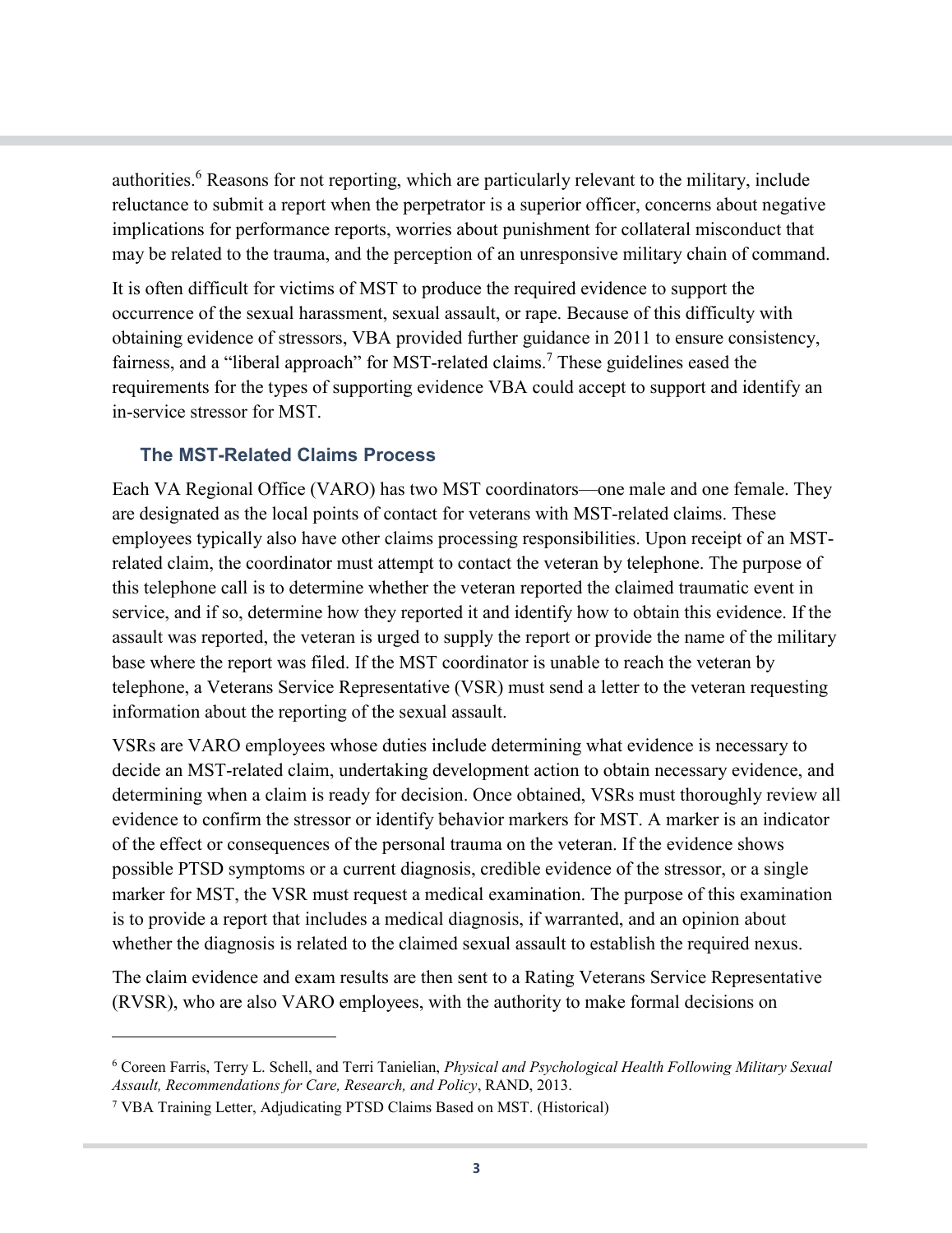authorities.[6] Reasons for not reporting, which are particularly relevant to the military, include reluctance to submit a report when the perpetrator is a superior officer, concerns about negative implications for performance reports, worries about punishment for collateral misconduct that may be related to the trauma, and the perception of an unresponsive military chain of command.

It is often difficult for victims of MST to produce the required evidence to support the occurrence of the sexual harassment, sexual assault, or rape. Because of this difficulty with obtaining evidence of stressors, VBA provided further guidance in 2011 to ensure consistency, fairness, and a "liberal approach" for MST-related claims.[7] These guidelines eased the requirements for the types of supporting evidence VBA could accept to support and identify an in-service stressor for MST.

### The MST-Related Claims Process

Each VA Regional Office (VARO) has two MST coordinators—one male and one female. They are designated as the local points of contact for veterans with MST-related claims. These employees typically also have other claims processing responsibilities. Upon receipt of an MST-related claim, the coordinator must attempt to contact the veteran by telephone. The purpose of this telephone call is to determine whether the veteran reported the claimed traumatic event in service, and if so, determine how they reported it and identify how to obtain this evidence. If the assault was reported, the veteran is urged to supply the report or provide the name of the military base where the report was filed. If the MST coordinator is unable to reach the veteran by telephone, a Veterans Service Representative (VSR) must send a letter to the veteran requesting information about the reporting of the sexual assault.

VSRs are VARO employees whose duties include determining what evidence is necessary to decide an MST-related claim, undertaking development action to obtain necessary evidence, and determining when a claim is ready for decision. Once obtained, VSRs must thoroughly review all evidence to confirm the stressor or identify behavior markers for MST. A marker is an indicator of the effect or consequences of the personal trauma on the veteran. If the evidence shows possible PTSD symptoms or a current diagnosis, credible evidence of the stressor, or a single marker for MST, the VSR must request a medical examination. The purpose of this examination is to provide a report that includes a medical diagnosis, if warranted, and an opinion about whether the diagnosis is related to the claimed sexual assault to establish the required nexus.

The claim evidence and exam results are then sent to a Rating Veterans Service Representative (RVSR), who are also VARO employees, with the authority to make formal decisions on

---

[6] Coreen Farris, Terry L. Schell, and Terri Tanielian, *Physical and Psychological Health Following Military Sexual Assault, Recommendations for Care, Research, and Policy*, RAND, 2013.

[7] VBA Training Letter, Adjudicating PTSD Claims Based on MST. (Historical)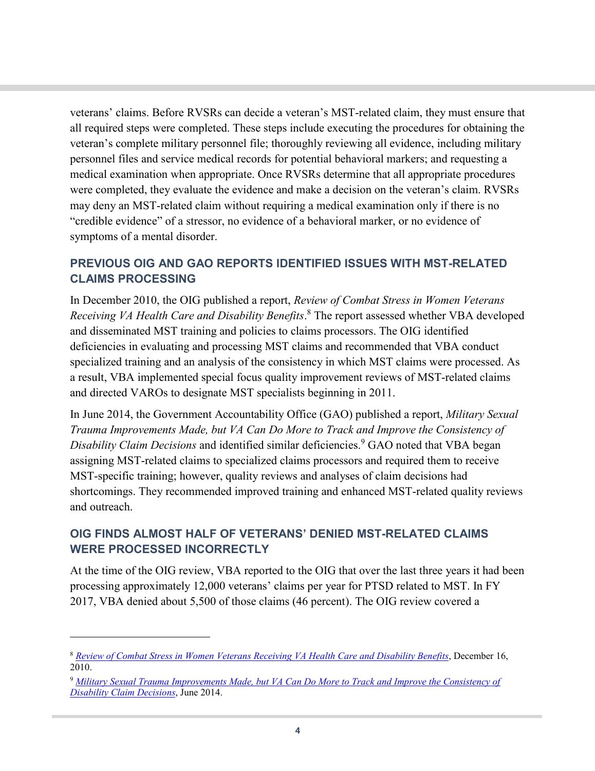veterans' claims. Before RVSRs can decide a veteran's MST-related claim, they must ensure that all required steps were completed. These steps include executing the procedures for obtaining the veteran's complete military personnel file; thoroughly reviewing all evidence, including military personnel files and service medical records for potential behavioral markers; and requesting a medical examination when appropriate. Once RVSRs determine that all appropriate procedures were completed, they evaluate the evidence and make a decision on the veteran's claim. RVSRs may deny an MST-related claim without requiring a medical examination only if there is no "credible evidence" of a stressor, no evidence of a behavioral marker, or no evidence of symptoms of a mental disorder.

## PREVIOUS OIG AND GAO REPORTS IDENTIFIED ISSUES WITH MST-RELATED CLAIMS PROCESSING

In December 2010, the OIG published a report, *Review of Combat Stress in Women Veterans Receiving VA Health Care and Disability Benefits*.[8] The report assessed whether VBA developed and disseminated MST training and policies to claims processors. The OIG identified deficiencies in evaluating and processing MST claims and recommended that VBA conduct specialized training and an analysis of the consistency in which MST claims were processed. As a result, VBA implemented special focus quality improvement reviews of MST-related claims and directed VAROs to designate MST specialists beginning in 2011.

In June 2014, the Government Accountability Office (GAO) published a report, *Military Sexual Trauma Improvements Made, but VA Can Do More to Track and Improve the Consistency of Disability Claim Decisions* and identified similar deficiencies.[9] GAO noted that VBA began assigning MST-related claims to specialized claims processors and required them to receive MST-specific training; however, quality reviews and analyses of claim decisions had shortcomings. They recommended improved training and enhanced MST-related quality reviews and outreach.

## OIG FINDS ALMOST HALF OF VETERANS' DENIED MST-RELATED CLAIMS WERE PROCESSED INCORRECTLY

At the time of the OIG review, VBA reported to the OIG that over the last three years it had been processing approximately 12,000 veterans' claims per year for PTSD related to MST. In FY 2017, VBA denied about 5,500 of those claims (46 percent). The OIG review covered a

---

[8] *Review of Combat Stress in Women Veterans Receiving VA Health Care and Disability Benefits*, December 16, 2010.

[9] *Military Sexual Trauma Improvements Made, but VA Can Do More to Track and Improve the Consistency of Disability Claim Decisions*, June 2014.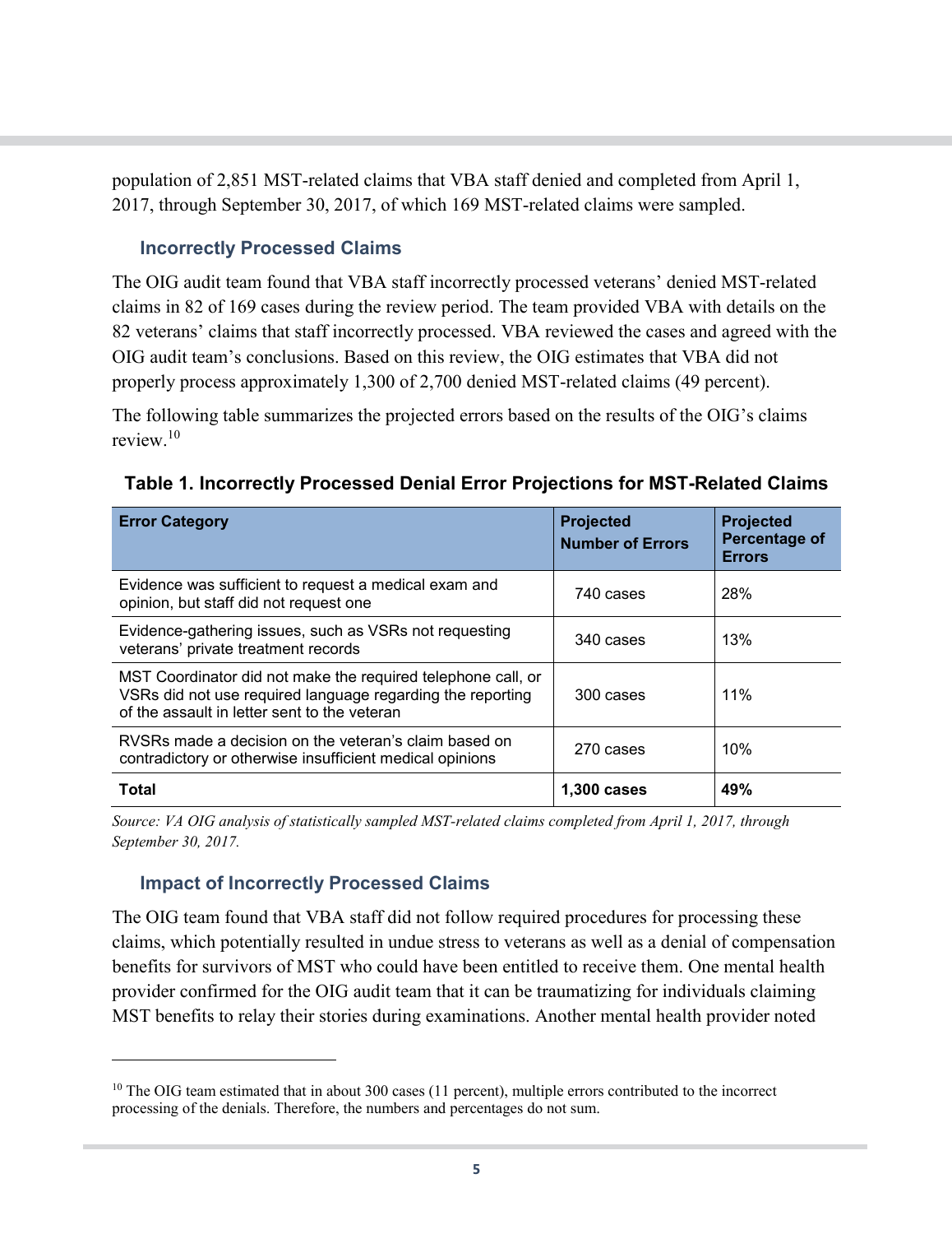population of 2,851 MST-related claims that VBA staff denied and completed from April 1, 2017, through September 30, 2017, of which 169 MST-related claims were sampled.

### Incorrectly Processed Claims

The OIG audit team found that VBA staff incorrectly processed veterans' denied MST-related claims in 82 of 169 cases during the review period. The team provided VBA with details on the 82 veterans' claims that staff incorrectly processed. VBA reviewed the cases and agreed with the OIG audit team's conclusions. Based on this review, the OIG estimates that VBA did not properly process approximately 1,300 of 2,700 denied MST-related claims (49 percent).

The following table summarizes the projected errors based on the results of the OIG's claims review.[10]

**Table 1. Incorrectly Processed Denial Error Projections for MST-Related Claims**

| Error Category | Projected Number of Errors | Projected Percentage of Errors |
|---|---|---|
| Evidence was sufficient to request a medical exam and opinion, but staff did not request one | 740 cases | 28% |
| Evidence-gathering issues, such as VSRs not requesting veterans' private treatment records | 340 cases | 13% |
| MST Coordinator did not make the required telephone call, or VSRs did not use required language regarding the reporting of the assault in letter sent to the veteran | 300 cases | 11% |
| RVSRs made a decision on the veteran's claim based on contradictory or otherwise insufficient medical opinions | 270 cases | 10% |
| **Total** | **1,300 cases** | **49%** |

*Source: VA OIG analysis of statistically sampled MST-related claims completed from April 1, 2017, through September 30, 2017.*

### Impact of Incorrectly Processed Claims

The OIG team found that VBA staff did not follow required procedures for processing these claims, which potentially resulted in undue stress to veterans as well as a denial of compensation benefits for survivors of MST who could have been entitled to receive them. One mental health provider confirmed for the OIG audit team that it can be traumatizing for individuals claiming MST benefits to relay their stories during examinations. Another mental health provider noted

[10] The OIG team estimated that in about 300 cases (11 percent), multiple errors contributed to the incorrect processing of the denials. Therefore, the numbers and percentages do not sum.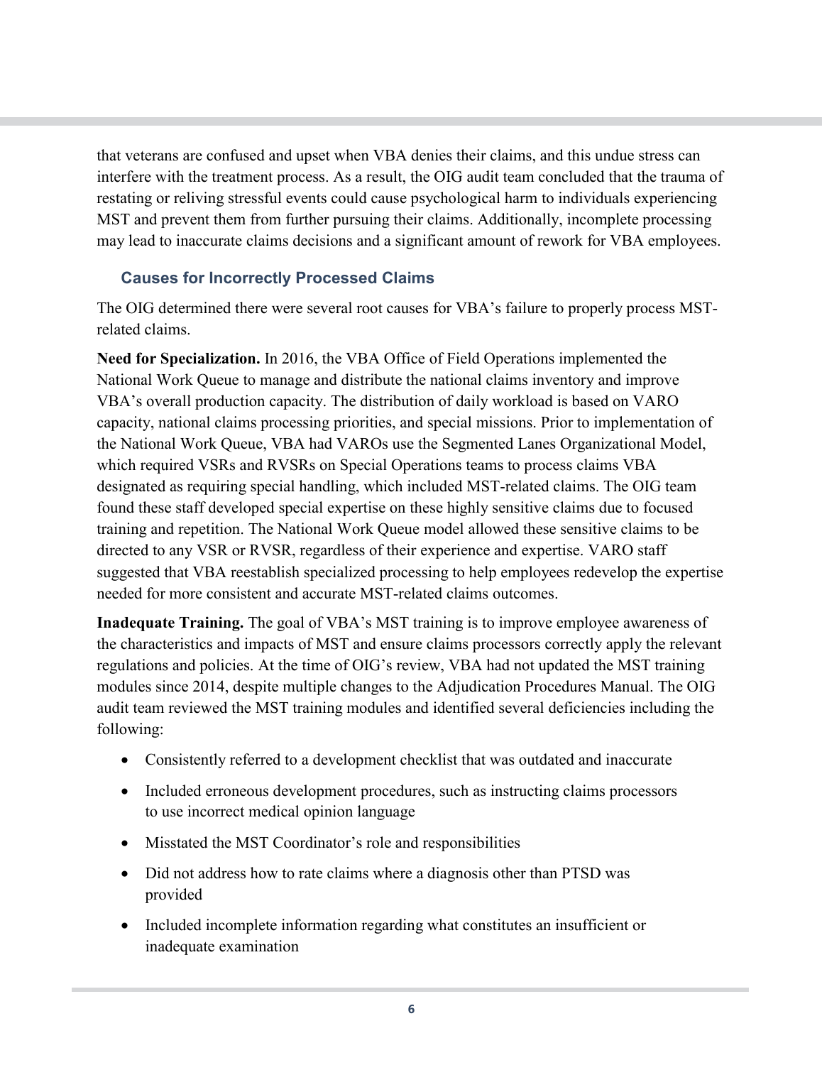that veterans are confused and upset when VBA denies their claims, and this undue stress can interfere with the treatment process. As a result, the OIG audit team concluded that the trauma of restating or reliving stressful events could cause psychological harm to individuals experiencing MST and prevent them from further pursuing their claims. Additionally, incomplete processing may lead to inaccurate claims decisions and a significant amount of rework for VBA employees.

### Causes for Incorrectly Processed Claims

The OIG determined there were several root causes for VBA's failure to properly process MST-related claims.

**Need for Specialization.** In 2016, the VBA Office of Field Operations implemented the National Work Queue to manage and distribute the national claims inventory and improve VBA's overall production capacity. The distribution of daily workload is based on VARO capacity, national claims processing priorities, and special missions. Prior to implementation of the National Work Queue, VBA had VAROs use the Segmented Lanes Organizational Model, which required VSRs and RVSRs on Special Operations teams to process claims VBA designated as requiring special handling, which included MST-related claims. The OIG team found these staff developed special expertise on these highly sensitive claims due to focused training and repetition. The National Work Queue model allowed these sensitive claims to be directed to any VSR or RVSR, regardless of their experience and expertise. VARO staff suggested that VBA reestablish specialized processing to help employees redevelop the expertise needed for more consistent and accurate MST-related claims outcomes.

**Inadequate Training.** The goal of VBA's MST training is to improve employee awareness of the characteristics and impacts of MST and ensure claims processors correctly apply the relevant regulations and policies. At the time of OIG's review, VBA had not updated the MST training modules since 2014, despite multiple changes to the Adjudication Procedures Manual. The OIG audit team reviewed the MST training modules and identified several deficiencies including the following:

- Consistently referred to a development checklist that was outdated and inaccurate
- Included erroneous development procedures, such as instructing claims processors to use incorrect medical opinion language
- Misstated the MST Coordinator's role and responsibilities
- Did not address how to rate claims where a diagnosis other than PTSD was provided
- Included incomplete information regarding what constitutes an insufficient or inadequate examination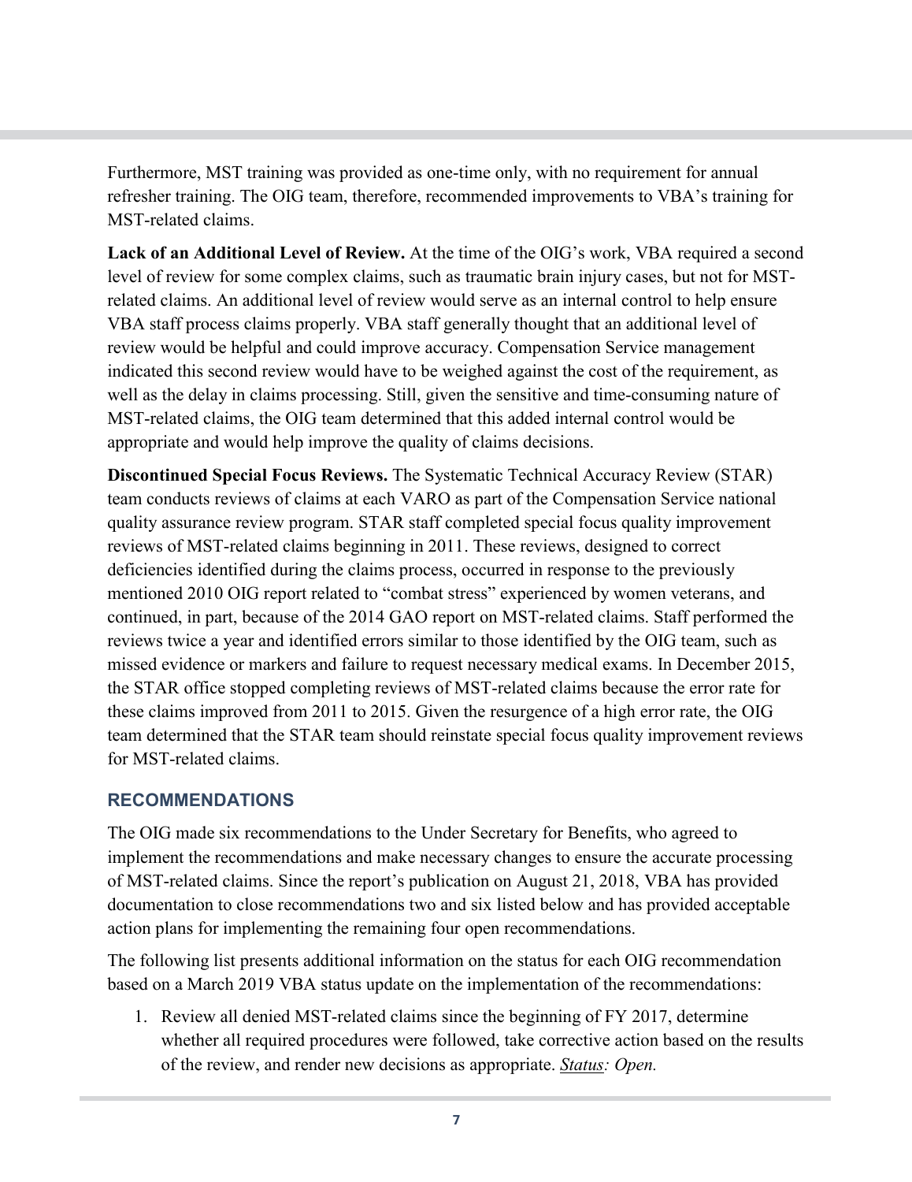Furthermore, MST training was provided as one-time only, with no requirement for annual refresher training. The OIG team, therefore, recommended improvements to VBA's training for MST-related claims.

**Lack of an Additional Level of Review.** At the time of the OIG's work, VBA required a second level of review for some complex claims, such as traumatic brain injury cases, but not for MST-related claims. An additional level of review would serve as an internal control to help ensure VBA staff process claims properly. VBA staff generally thought that an additional level of review would be helpful and could improve accuracy. Compensation Service management indicated this second review would have to be weighed against the cost of the requirement, as well as the delay in claims processing. Still, given the sensitive and time-consuming nature of MST-related claims, the OIG team determined that this added internal control would be appropriate and would help improve the quality of claims decisions.

**Discontinued Special Focus Reviews.** The Systematic Technical Accuracy Review (STAR) team conducts reviews of claims at each VARO as part of the Compensation Service national quality assurance review program. STAR staff completed special focus quality improvement reviews of MST-related claims beginning in 2011. These reviews, designed to correct deficiencies identified during the claims process, occurred in response to the previously mentioned 2010 OIG report related to "combat stress" experienced by women veterans, and continued, in part, because of the 2014 GAO report on MST-related claims. Staff performed the reviews twice a year and identified errors similar to those identified by the OIG team, such as missed evidence or markers and failure to request necessary medical exams. In December 2015, the STAR office stopped completing reviews of MST-related claims because the error rate for these claims improved from 2011 to 2015. Given the resurgence of a high error rate, the OIG team determined that the STAR team should reinstate special focus quality improvement reviews for MST-related claims.

## RECOMMENDATIONS

The OIG made six recommendations to the Under Secretary for Benefits, who agreed to implement the recommendations and make necessary changes to ensure the accurate processing of MST-related claims. Since the report's publication on August 21, 2018, VBA has provided documentation to close recommendations two and six listed below and has provided acceptable action plans for implementing the remaining four open recommendations.

The following list presents additional information on the status for each OIG recommendation based on a March 2019 VBA status update on the implementation of the recommendations:

1. Review all denied MST-related claims since the beginning of FY 2017, determine whether all required procedures were followed, take corrective action based on the results of the review, and render new decisions as appropriate. *Status: Open.*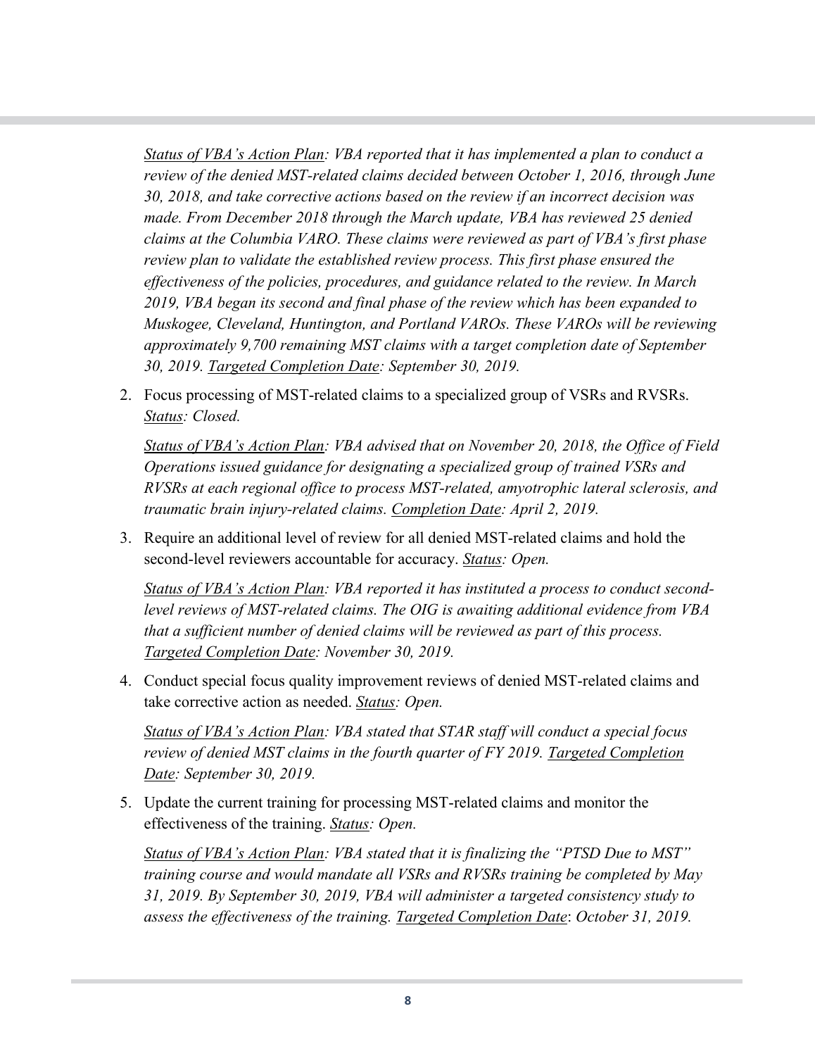*Status of VBA's Action Plan: VBA reported that it has implemented a plan to conduct a review of the denied MST-related claims decided between October 1, 2016, through June 30, 2018, and take corrective actions based on the review if an incorrect decision was made. From December 2018 through the March update, VBA has reviewed 25 denied claims at the Columbia VARO. These claims were reviewed as part of VBA's first phase review plan to validate the established review process. This first phase ensured the effectiveness of the policies, procedures, and guidance related to the review. In March 2019, VBA began its second and final phase of the review which has been expanded to Muskogee, Cleveland, Huntington, and Portland VAROs. These VAROs will be reviewing approximately 9,700 remaining MST claims with a target completion date of September 30, 2019. Targeted Completion Date: September 30, 2019.*

2. Focus processing of MST-related claims to a specialized group of VSRs and RVSRs. *Status: Closed.*

   *Status of VBA's Action Plan: VBA advised that on November 20, 2018, the Office of Field Operations issued guidance for designating a specialized group of trained VSRs and RVSRs at each regional office to process MST-related, amyotrophic lateral sclerosis, and traumatic brain injury-related claims. Completion Date: April 2, 2019.*

3. Require an additional level of review for all denied MST-related claims and hold the second-level reviewers accountable for accuracy. *Status: Open.*

   *Status of VBA's Action Plan: VBA reported it has instituted a process to conduct second-level reviews of MST-related claims. The OIG is awaiting additional evidence from VBA that a sufficient number of denied claims will be reviewed as part of this process. Targeted Completion Date: November 30, 2019.*

4. Conduct special focus quality improvement reviews of denied MST-related claims and take corrective action as needed. *Status: Open.*

   *Status of VBA's Action Plan: VBA stated that STAR staff will conduct a special focus review of denied MST claims in the fourth quarter of FY 2019. Targeted Completion Date: September 30, 2019.*

5. Update the current training for processing MST-related claims and monitor the effectiveness of the training. *Status: Open.*

   *Status of VBA's Action Plan: VBA stated that it is finalizing the "PTSD Due to MST" training course and would mandate all VSRs and RVSRs training be completed by May 31, 2019. By September 30, 2019, VBA will administer a targeted consistency study to assess the effectiveness of the training. Targeted Completion Date: October 31, 2019.*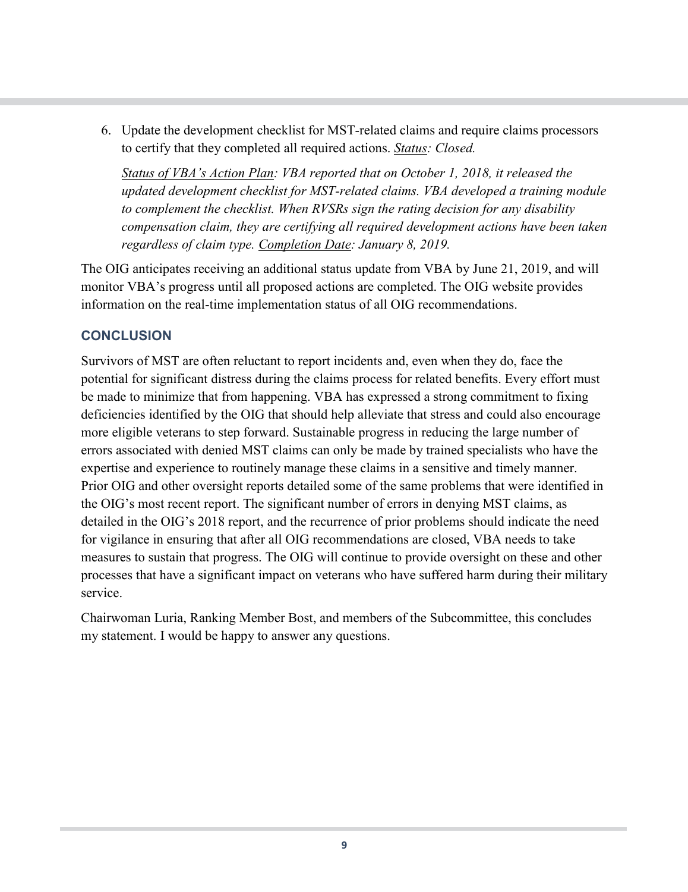6. Update the development checklist for MST-related claims and require claims processors to certify that they completed all required actions. *<u>Status</u>: Closed.*

   *<u>Status of VBA's Action Plan</u>: VBA reported that on October 1, 2018, it released the updated development checklist for MST-related claims. VBA developed a training module to complement the checklist. When RVSRs sign the rating decision for any disability compensation claim, they are certifying all required development actions have been taken regardless of claim type. <u>Completion Date</u>: January 8, 2019.*

The OIG anticipates receiving an additional status update from VBA by June 21, 2019, and will monitor VBA's progress until all proposed actions are completed. The OIG website provides information on the real-time implementation status of all OIG recommendations.

## CONCLUSION

Survivors of MST are often reluctant to report incidents and, even when they do, face the potential for significant distress during the claims process for related benefits. Every effort must be made to minimize that from happening. VBA has expressed a strong commitment to fixing deficiencies identified by the OIG that should help alleviate that stress and could also encourage more eligible veterans to step forward. Sustainable progress in reducing the large number of errors associated with denied MST claims can only be made by trained specialists who have the expertise and experience to routinely manage these claims in a sensitive and timely manner. Prior OIG and other oversight reports detailed some of the same problems that were identified in the OIG's most recent report. The significant number of errors in denying MST claims, as detailed in the OIG's 2018 report, and the recurrence of prior problems should indicate the need for vigilance in ensuring that after all OIG recommendations are closed, VBA needs to take measures to sustain that progress. The OIG will continue to provide oversight on these and other processes that have a significant impact on veterans who have suffered harm during their military service.

Chairwoman Luria, Ranking Member Bost, and members of the Subcommittee, this concludes my statement. I would be happy to answer any questions.